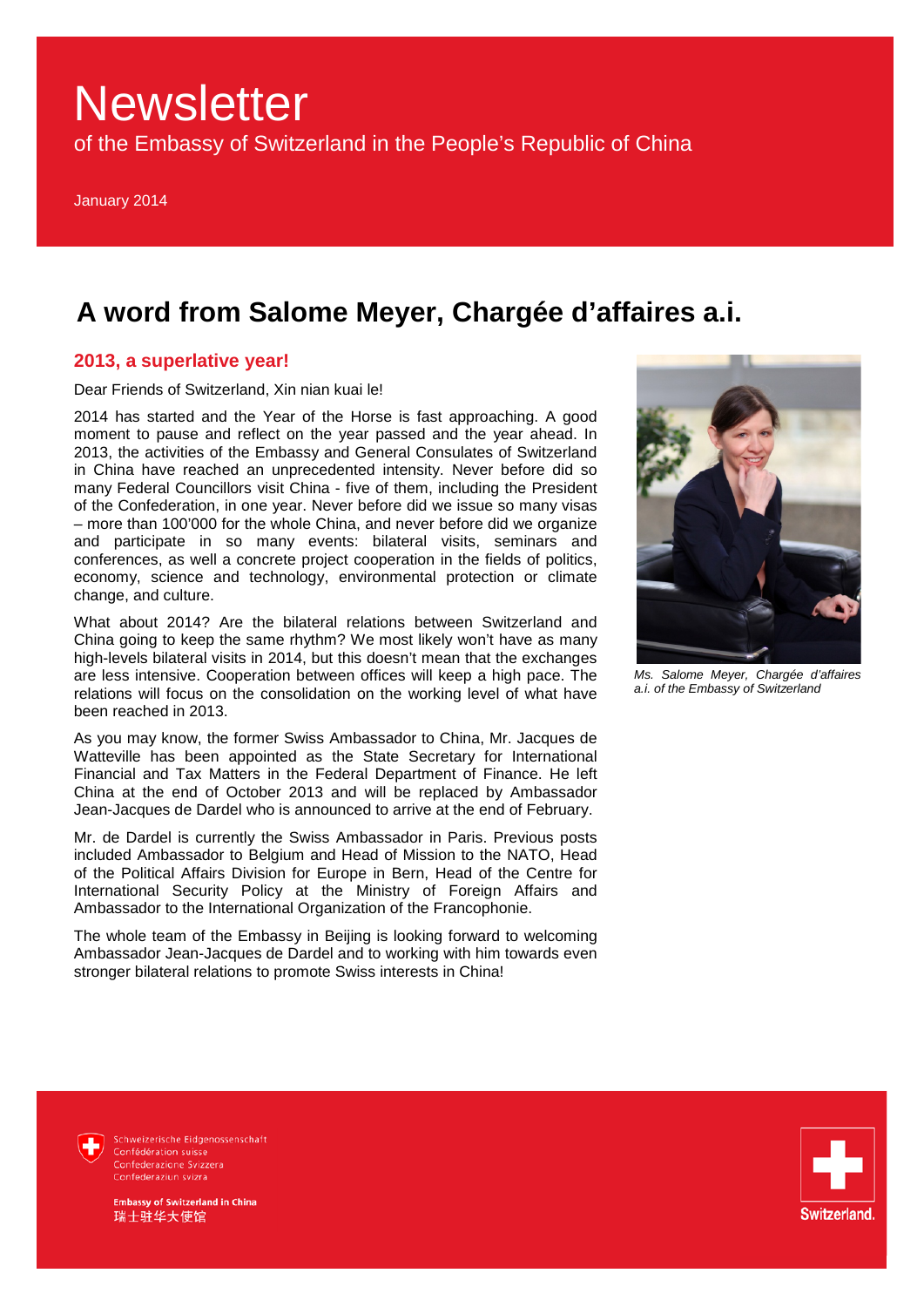# Newsletter

of the Embassy of Switzerland in the People's Republic of China

January 2014

## A word from Salome Meyer, Chargée d'affaires a.i.

### 2013, a superlative year!

Dear Friends of Switzerland, Xin nian kuai le!

2014 has started and the Year of the Horse is fast approaching. A good moment to pause and reflect on the year passed and the year ahead. In 2013, the activities of the Embassy and General Consulates of Switzerland in China have reached an unprecedented intensity. Never before did so many Federal Councillors visit China - five of them, including the President of the Confederation, in one year. Never before did we issue so many visas – more than 100'000 for the whole China, and never before did we organize and participate in so many events: bilateral visits, seminars and conferences, as well a concrete project cooperation in the fields of politics, economy, science and technology, environmental protection or climate change, and culture.

What about 2014? Are the bilateral relations between Switzerland and China going to keep the same rhythm? We most likely won't have as many high-levels bilateral visits in 2014, but this doesn't mean that the exchanges are less intensive. Cooperation between offices will keep a high pace. The relations will focus on the consolidation on the working level of what have been reached in 2013.

As you may know, the former Swiss Ambassador to China, Mr. Jacques de Watteville has been appointed as the State Secretary for International Financial and Tax Matters in the Federal Department of Finance. He left China at the end of October 2013 and will be replaced by Ambassador Jean-Jacques de Dardel who is announced to arrive at the end of February.

Mr. de Dardel is currently the Swiss Ambassador in Paris. Previous posts included Ambassador to Belgium and Head of Mission to the NATO, Head of the Political Affairs Division for Europe in Bern, Head of the Centre for International Security Policy at the Ministry of Foreign Affairs and Ambassador to the International Organization of the Francophonie.

The whole team of the Embassy in Beijing is looking forward to welcoming Ambassador Jean-Jacques de Dardel and to working with him towards even stronger bilateral relations to promote Swiss interests in China!

*Ms. Salome Meyer, Chargée d'affaires a.i. of the Embassy of Switzerland*

Schweizerische Eidgenossenschaft
Confédération suisse
Confederazione Svizzera
Confederaziun svizra

**Embassy of Switzerland in China**
瑞士驻华大使馆

Switzerland.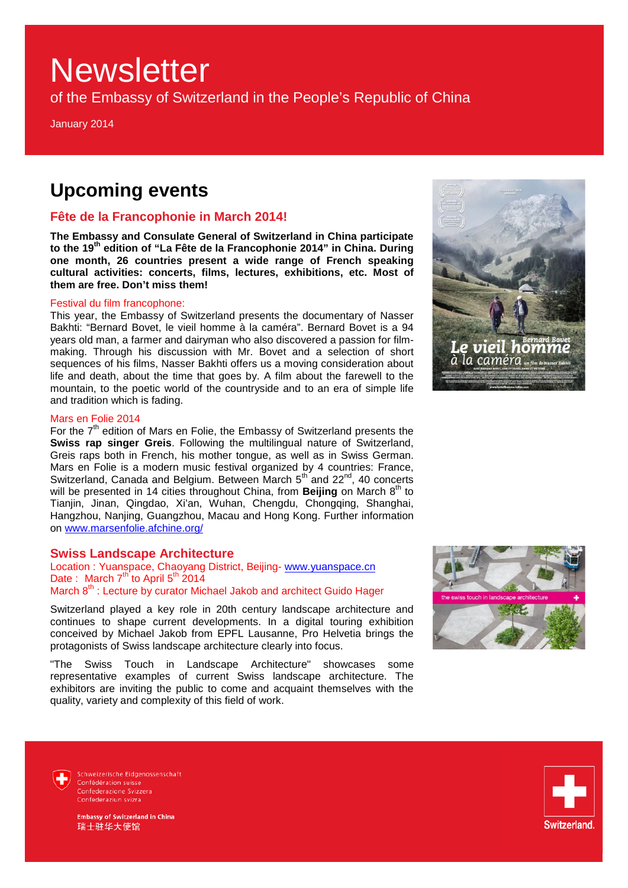# Newsletter

of the Embassy of Switzerland in the People's Republic of China

January 2014

## Upcoming events

### Fête de la Francophonie in March 2014!

**The Embassy and Consulate General of Switzerland in China participate to the 19th edition of "La Fête de la Francophonie 2014" in China. During one month, 26 countries present a wide range of French speaking cultural activities: concerts, films, lectures, exhibitions, etc. Most of them are free. Don't miss them!**

Festival du film francophone:

This year, the Embassy of Switzerland presents the documentary of Nasser Bakhti: "Bernard Bovet, le vieil homme à la caméra". Bernard Bovet is a 94 years old man, a farmer and dairyman who also discovered a passion for film-making. Through his discussion with Mr. Bovet and a selection of short sequences of his films, Nasser Bakhti offers us a moving consideration about life and death, about the time that goes by. A film about the farewell to the mountain, to the poetic world of the countryside and to an era of simple life and tradition which is fading.

Mars en Folie 2014

For the 7th edition of Mars en Folie, the Embassy of Switzerland presents the **Swiss rap singer Greis**. Following the multilingual nature of Switzerland, Greis raps both in French, his mother tongue, as well as in Swiss German. Mars en Folie is a modern music festival organized by 4 countries: France, Switzerland, Canada and Belgium. Between March 5th and 22nd, 40 concerts will be presented in 14 cities throughout China, from **Beijing** on March 8th to Tianjin, Jinan, Qingdao, Xi'an, Wuhan, Chengdu, Chongqing, Shanghai, Hangzhou, Nanjing, Guangzhou, Macau and Hong Kong. Further information on www.marsenfolie.afchine.org/

### Swiss Landscape Architecture

Location : Yuanspace, Chaoyang District, Beijing- www.yuanspace.cn
Date : March 7th to April 5th 2014
March 8th : Lecture by curator Michael Jakob and architect Guido Hager

Switzerland played a key role in 20th century landscape architecture and continues to shape current developments. In a digital touring exhibition conceived by Michael Jakob from EPFL Lausanne, Pro Helvetia brings the protagonists of Swiss landscape architecture clearly into focus.

"The Swiss Touch in Landscape Architecture" showcases some representative examples of current Swiss landscape architecture. The exhibitors are inviting the public to come and acquaint themselves with the quality, variety and complexity of this field of work.

Schweizerische Eidgenossenschaft
Confédération suisse
Confederazione Svizzera
Confederaziun svizra

Embassy of Switzerland in China
瑞士驻华大使馆

Switzerland.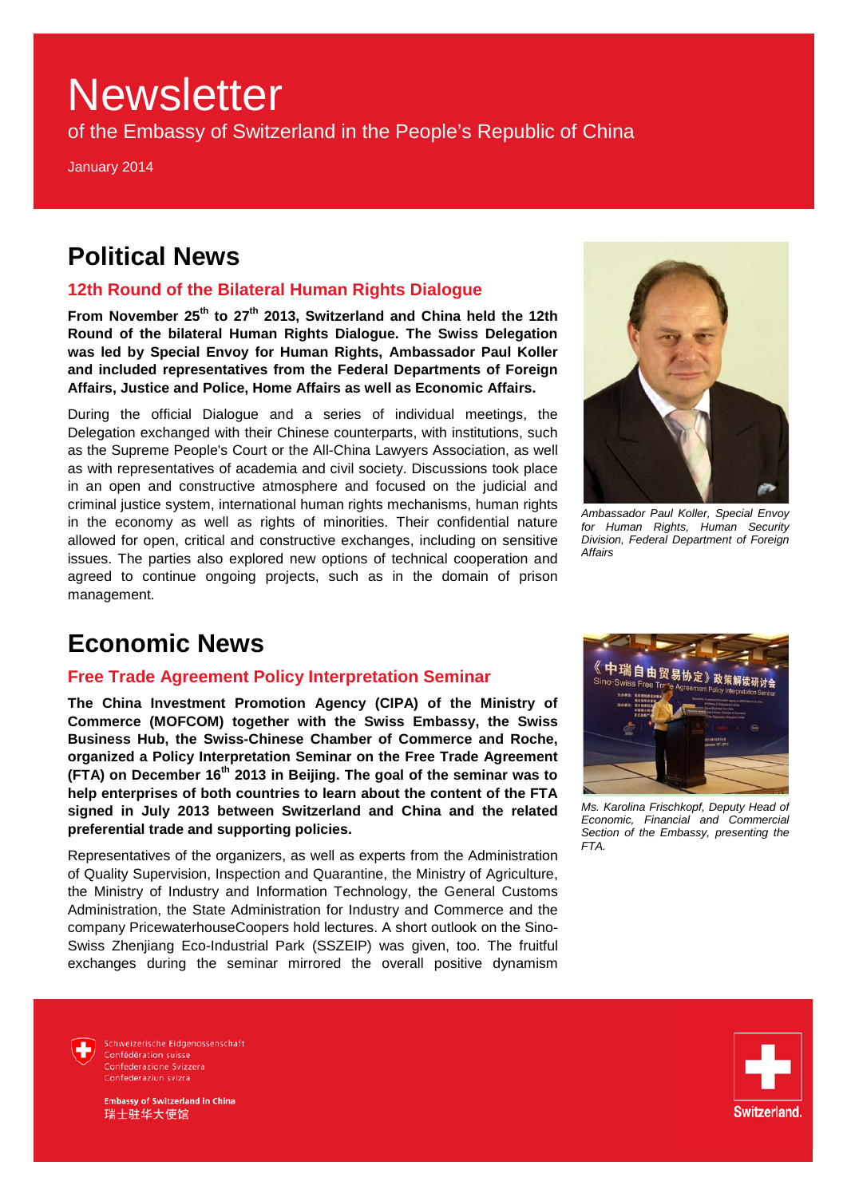# Newsletter

of the Embassy of Switzerland in the People's Republic of China

January 2014

## Political News

### 12th Round of the Bilateral Human Rights Dialogue

**From November 25th to 27th 2013, Switzerland and China held the 12th Round of the bilateral Human Rights Dialogue. The Swiss Delegation was led by Special Envoy for Human Rights, Ambassador Paul Koller and included representatives from the Federal Departments of Foreign Affairs, Justice and Police, Home Affairs as well as Economic Affairs.**

During the official Dialogue and a series of individual meetings, the Delegation exchanged with their Chinese counterparts, with institutions, such as the Supreme People's Court or the All-China Lawyers Association, as well as with representatives of academia and civil society. Discussions took place in an open and constructive atmosphere and focused on the judicial and criminal justice system, international human rights mechanisms, human rights in the economy as well as rights of minorities. Their confidential nature allowed for open, critical and constructive exchanges, including on sensitive issues. The parties also explored new options of technical cooperation and agreed to continue ongoing projects, such as in the domain of prison management.

*Ambassador Paul Koller, Special Envoy for Human Rights, Human Security Division, Federal Department of Foreign Affairs*

## Economic News

### Free Trade Agreement Policy Interpretation Seminar

**The China Investment Promotion Agency (CIPA) of the Ministry of Commerce (MOFCOM) together with the Swiss Embassy, the Swiss Business Hub, the Swiss-Chinese Chamber of Commerce and Roche, organized a Policy Interpretation Seminar on the Free Trade Agreement (FTA) on December 16th 2013 in Beijing. The goal of the seminar was to help enterprises of both countries to learn about the content of the FTA signed in July 2013 between Switzerland and China and the related preferential trade and supporting policies.**

Representatives of the organizers, as well as experts from the Administration of Quality Supervision, Inspection and Quarantine, the Ministry of Agriculture, the Ministry of Industry and Information Technology, the General Customs Administration, the State Administration for Industry and Commerce and the company PricewaterhouseCoopers hold lectures. A short outlook on the Sino-Swiss Zhenjiang Eco-Industrial Park (SSZEIP) was given, too. The fruitful exchanges during the seminar mirrored the overall positive dynamism

*Ms. Karolina Frischkopf, Deputy Head of Economic, Financial and Commercial Section of the Embassy, presenting the FTA.*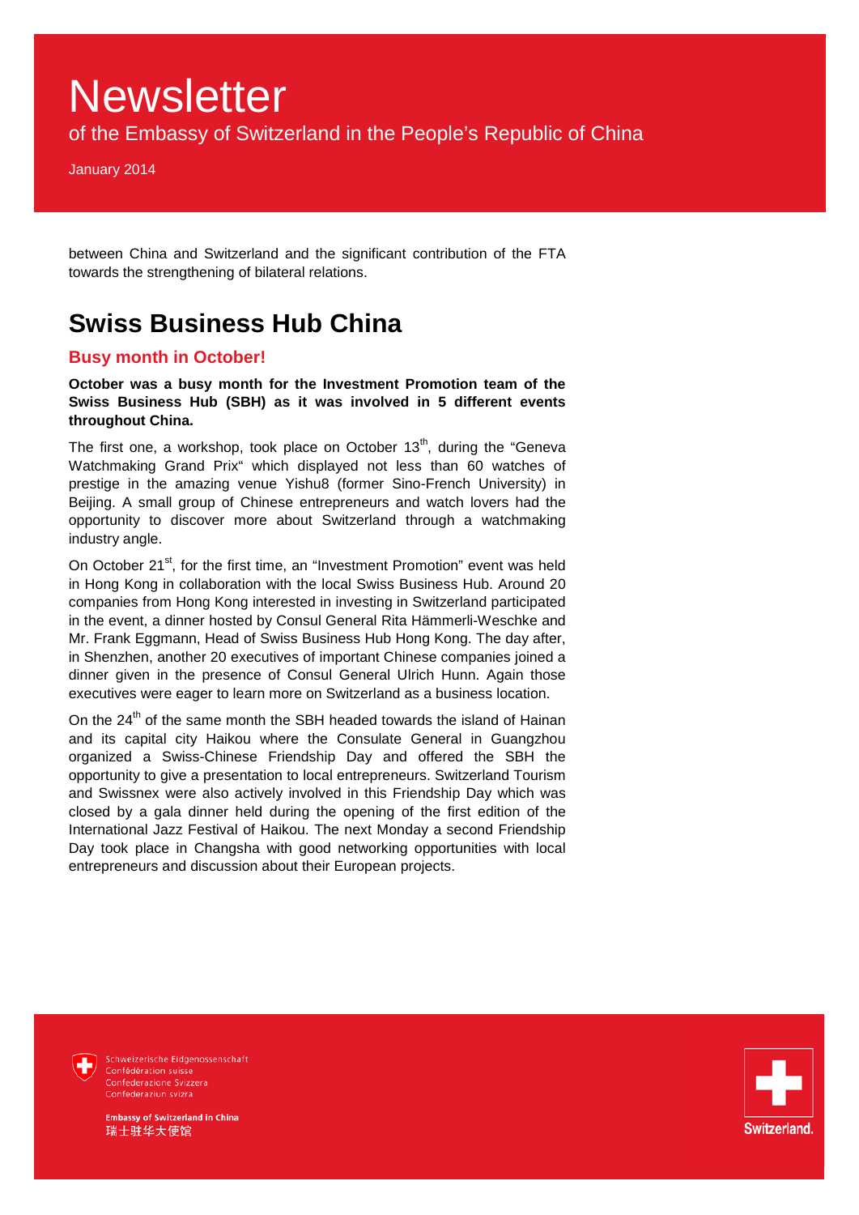between China and Switzerland and the significant contribution of the FTA towards the strengthening of bilateral relations.

## Swiss Business Hub China

### Busy month in October!

**October was a busy month for the Investment Promotion team of the Swiss Business Hub (SBH) as it was involved in 5 different events throughout China.**

The first one, a workshop, took place on October 13th, during the "Geneva Watchmaking Grand Prix" which displayed not less than 60 watches of prestige in the amazing venue Yishu8 (former Sino-French University) in Beijing. A small group of Chinese entrepreneurs and watch lovers had the opportunity to discover more about Switzerland through a watchmaking industry angle.

On October 21st, for the first time, an "Investment Promotion" event was held in Hong Kong in collaboration with the local Swiss Business Hub. Around 20 companies from Hong Kong interested in investing in Switzerland participated in the event, a dinner hosted by Consul General Rita Hämmerli-Weschke and Mr. Frank Eggmann, Head of Swiss Business Hub Hong Kong. The day after, in Shenzhen, another 20 executives of important Chinese companies joined a dinner given in the presence of Consul General Ulrich Hunn. Again those executives were eager to learn more on Switzerland as a business location.

On the 24th of the same month the SBH headed towards the island of Hainan and its capital city Haikou where the Consulate General in Guangzhou organized a Swiss-Chinese Friendship Day and offered the SBH the opportunity to give a presentation to local entrepreneurs. Switzerland Tourism and Swissnex were also actively involved in this Friendship Day which was closed by a gala dinner held during the opening of the first edition of the International Jazz Festival of Haikou. The next Monday a second Friendship Day took place in Changsha with good networking opportunities with local entrepreneurs and discussion about their European projects.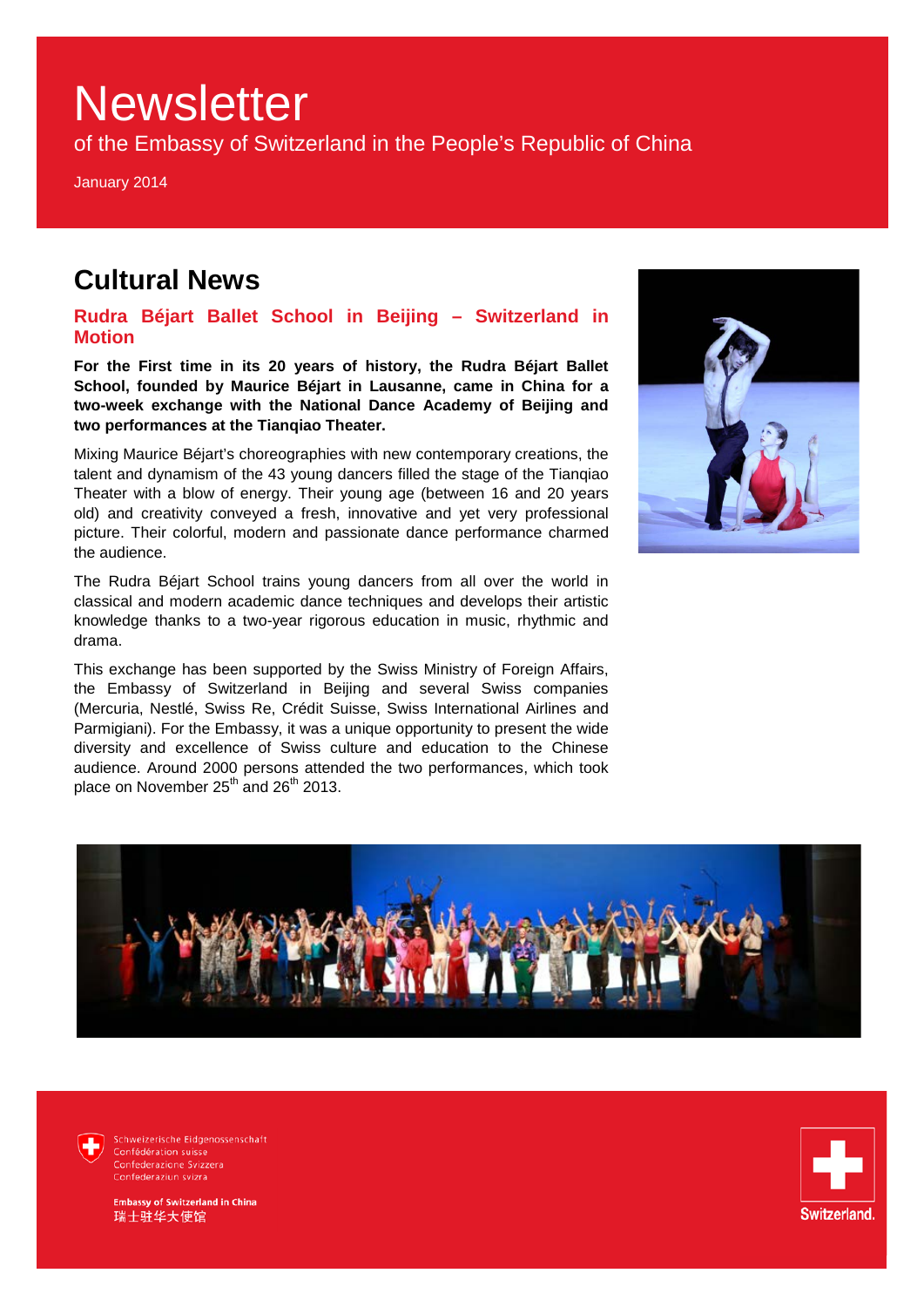# Newsletter

of the Embassy of Switzerland in the People's Republic of China

January 2014

## Cultural News

### Rudra Béjart Ballet School in Beijing – Switzerland in Motion

**For the First time in its 20 years of history, the Rudra Béjart Ballet School, founded by Maurice Béjart in Lausanne, came in China for a two-week exchange with the National Dance Academy of Beijing and two performances at the Tianqiao Theater.**

Mixing Maurice Béjart's choreographies with new contemporary creations, the talent and dynamism of the 43 young dancers filled the stage of the Tianqiao Theater with a blow of energy. Their young age (between 16 and 20 years old) and creativity conveyed a fresh, innovative and yet very professional picture. Their colorful, modern and passionate dance performance charmed the audience.

The Rudra Béjart School trains young dancers from all over the world in classical and modern academic dance techniques and develops their artistic knowledge thanks to a two-year rigorous education in music, rhythmic and drama.

This exchange has been supported by the Swiss Ministry of Foreign Affairs, the Embassy of Switzerland in Beijing and several Swiss companies (Mercuria, Nestlé, Swiss Re, Crédit Suisse, Swiss International Airlines and Parmigiani). For the Embassy, it was a unique opportunity to present the wide diversity and excellence of Swiss culture and education to the Chinese audience. Around 2000 persons attended the two performances, which took place on November 25th and 26th 2013.

Schweizerische Eidgenossenschaft
Confédération suisse
Confederazione Svizzera
Confederaziun svizra

Embassy of Switzerland in China
瑞士驻华大使馆

Switzerland.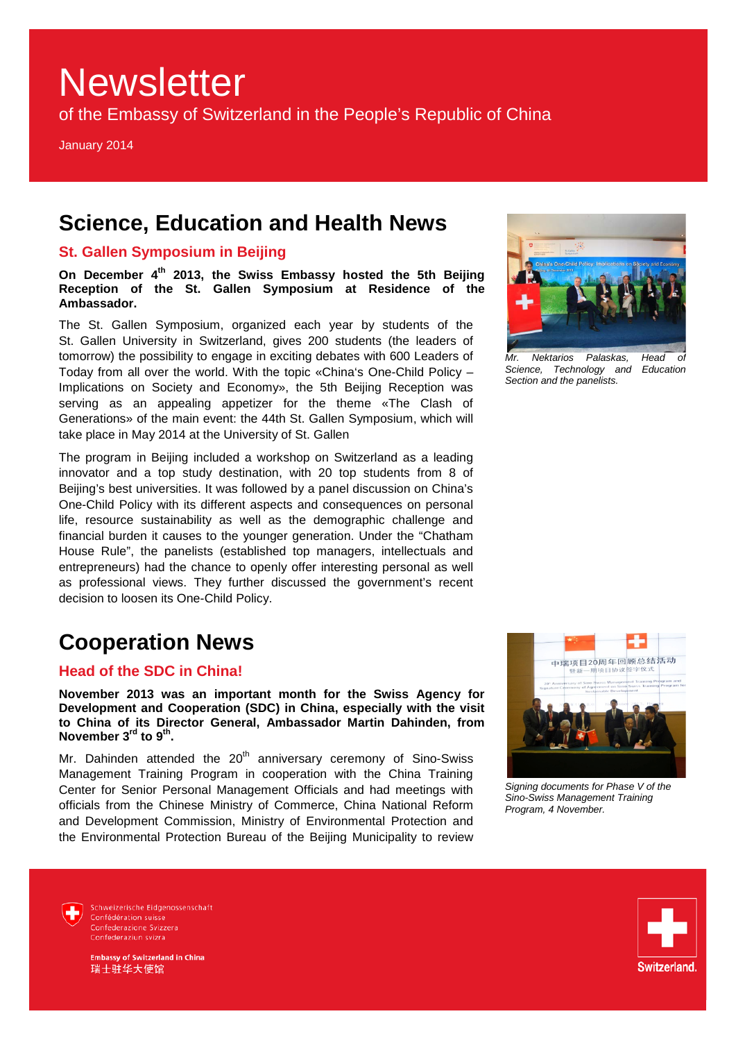# Newsletter

of the Embassy of Switzerland in the People's Republic of China

January 2014

## Science, Education and Health News

### St. Gallen Symposium in Beijing

**On December 4th 2013, the Swiss Embassy hosted the 5th Beijing Reception of the St. Gallen Symposium at Residence of the Ambassador.**

The St. Gallen Symposium, organized each year by students of the St. Gallen University in Switzerland, gives 200 students (the leaders of tomorrow) the possibility to engage in exciting debates with 600 Leaders of Today from all over the world. With the topic «China's One-Child Policy – Implications on Society and Economy», the 5th Beijing Reception was serving as an appealing appetizer for the theme «The Clash of Generations» of the main event: the 44th St. Gallen Symposium, which will take place in May 2014 at the University of St. Gallen

The program in Beijing included a workshop on Switzerland as a leading innovator and a top study destination, with 20 top students from 8 of Beijing's best universities. It was followed by a panel discussion on China's One-Child Policy with its different aspects and consequences on personal life, resource sustainability as well as the demographic challenge and financial burden it causes to the younger generation. Under the "Chatham House Rule", the panelists (established top managers, intellectuals and entrepreneurs) had the chance to openly offer interesting personal as well as professional views. They further discussed the government's recent decision to loosen its One-Child Policy.

*Mr. Nektarios Palaskas, Head of Science, Technology and Education Section and the panelists.*

## Cooperation News

### Head of the SDC in China!

**November 2013 was an important month for the Swiss Agency for Development and Cooperation (SDC) in China, especially with the visit to China of its Director General, Ambassador Martin Dahinden, from November 3rd to 9th.**

Mr. Dahinden attended the 20th anniversary ceremony of Sino-Swiss Management Training Program in cooperation with the China Training Center for Senior Personal Management Officials and had meetings with officials from the Chinese Ministry of Commerce, China National Reform and Development Commission, Ministry of Environmental Protection and the Environmental Protection Bureau of the Beijing Municipality to review

*Signing documents for Phase V of the Sino-Swiss Management Training Program, 4 November.*

Schweizerische Eidgenossenschaft
Confédération suisse
Confederazione Svizzera
Confederaziun svizra

**Embassy of Switzerland in China**
瑞士驻华大使馆

Switzerland.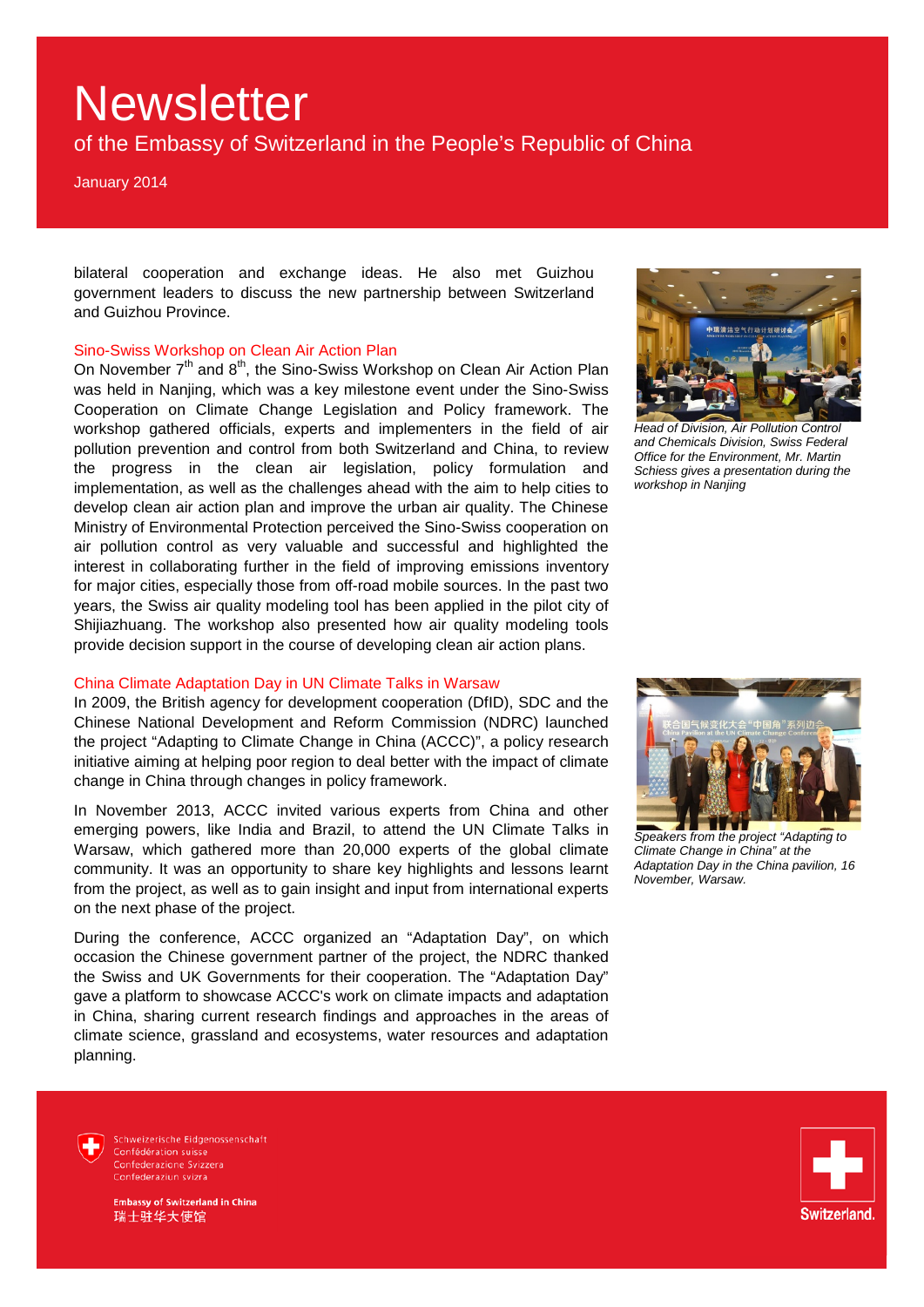bilateral cooperation and exchange ideas. He also met Guizhou government leaders to discuss the new partnership between Switzerland and Guizhou Province.

### Sino-Swiss Workshop on Clean Air Action Plan

On November 7th and 8th, the Sino-Swiss Workshop on Clean Air Action Plan was held in Nanjing, which was a key milestone event under the Sino-Swiss Cooperation on Climate Change Legislation and Policy framework. The workshop gathered officials, experts and implementers in the field of air pollution prevention and control from both Switzerland and China, to review the progress in the clean air legislation, policy formulation and implementation, as well as the challenges ahead with the aim to help cities to develop clean air action plan and improve the urban air quality. The Chinese Ministry of Environmental Protection perceived the Sino-Swiss cooperation on air pollution control as very valuable and successful and highlighted the interest in collaborating further in the field of improving emissions inventory for major cities, especially those from off-road mobile sources. In the past two years, the Swiss air quality modeling tool has been applied in the pilot city of Shijiazhuang. The workshop also presented how air quality modeling tools provide decision support in the course of developing clean air action plans.

*Head of Division, Air Pollution Control and Chemicals Division, Swiss Federal Office for the Environment, Mr. Martin Schiess gives a presentation during the workshop in Nanjing*

### China Climate Adaptation Day in UN Climate Talks in Warsaw

In 2009, the British agency for development cooperation (DfID), SDC and the Chinese National Development and Reform Commission (NDRC) launched the project "Adapting to Climate Change in China (ACCC)", a policy research initiative aiming at helping poor region to deal better with the impact of climate change in China through changes in policy framework.

In November 2013, ACCC invited various experts from China and other emerging powers, like India and Brazil, to attend the UN Climate Talks in Warsaw, which gathered more than 20,000 experts of the global climate community. It was an opportunity to share key highlights and lessons learnt from the project, as well as to gain insight and input from international experts on the next phase of the project.

During the conference, ACCC organized an "Adaptation Day", on which occasion the Chinese government partner of the project, the NDRC thanked the Swiss and UK Governments for their cooperation. The "Adaptation Day" gave a platform to showcase ACCC's work on climate impacts and adaptation in China, sharing current research findings and approaches in the areas of climate science, grassland and ecosystems, water resources and adaptation planning.

*Speakers from the project "Adapting to Climate Change in China" at the Adaptation Day in the China pavilion, 16 November, Warsaw.*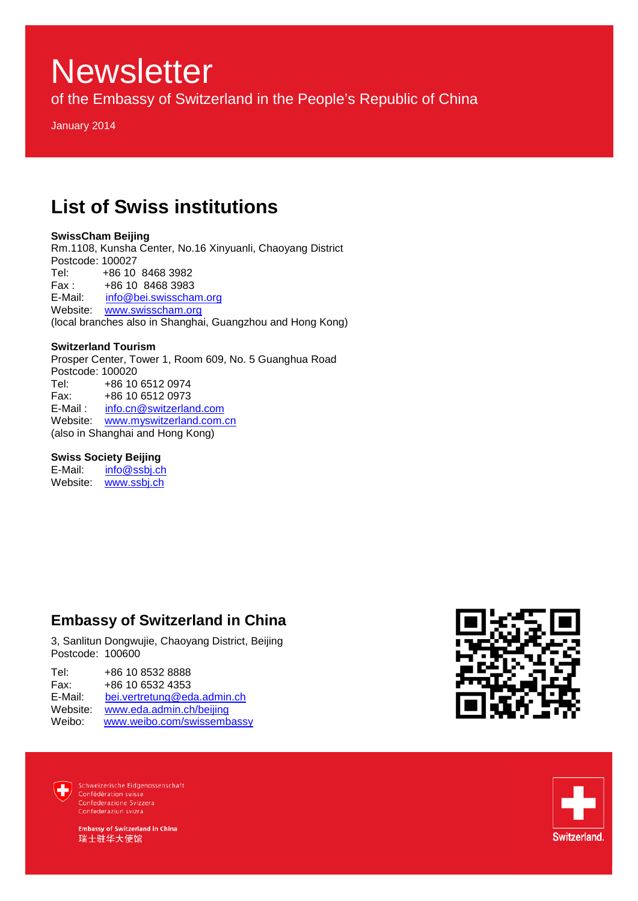# Newsletter

of the Embassy of Switzerland in the People's Republic of China

January 2014

## List of Swiss institutions

**SwissCham Beijing**
Rm.1108, Kunsha Center, No.16 Xinyuanli, Chaoyang District
Postcode: 100027
Tel: +86 10 8468 3982
Fax : +86 10 8468 3983
E-Mail: info@bei.swisscham.org
Website: www.swisscham.org
(local branches also in Shanghai, Guangzhou and Hong Kong)

**Switzerland Tourism**
Prosper Center, Tower 1, Room 609, No. 5 Guanghua Road
Postcode: 100020
Tel: +86 10 6512 0974
Fax: +86 10 6512 0973
E-Mail : info.cn@switzerland.com
Website: www.myswitzerland.com.cn
(also in Shanghai and Hong Kong)

**Swiss Society Beijing**
E-Mail: info@ssbj.ch
Website: www.ssbj.ch

## Embassy of Switzerland in China

3, Sanlitun Dongwujie, Chaoyang District, Beijing
Postcode: 100600

Tel: +86 10 8532 8888
Fax: +86 10 6532 4353
E-Mail: bei.vertretung@eda.admin.ch
Website: www.eda.admin.ch/beijing
Weibo: www.weibo.com/swissembassy

Schweizerische Eidgenossenschaft
Confédération suisse
Confederazione Svizzera
Confederaziun svizra

**Embassy of Switzerland in China**
瑞士驻华大使馆

Switzerland.